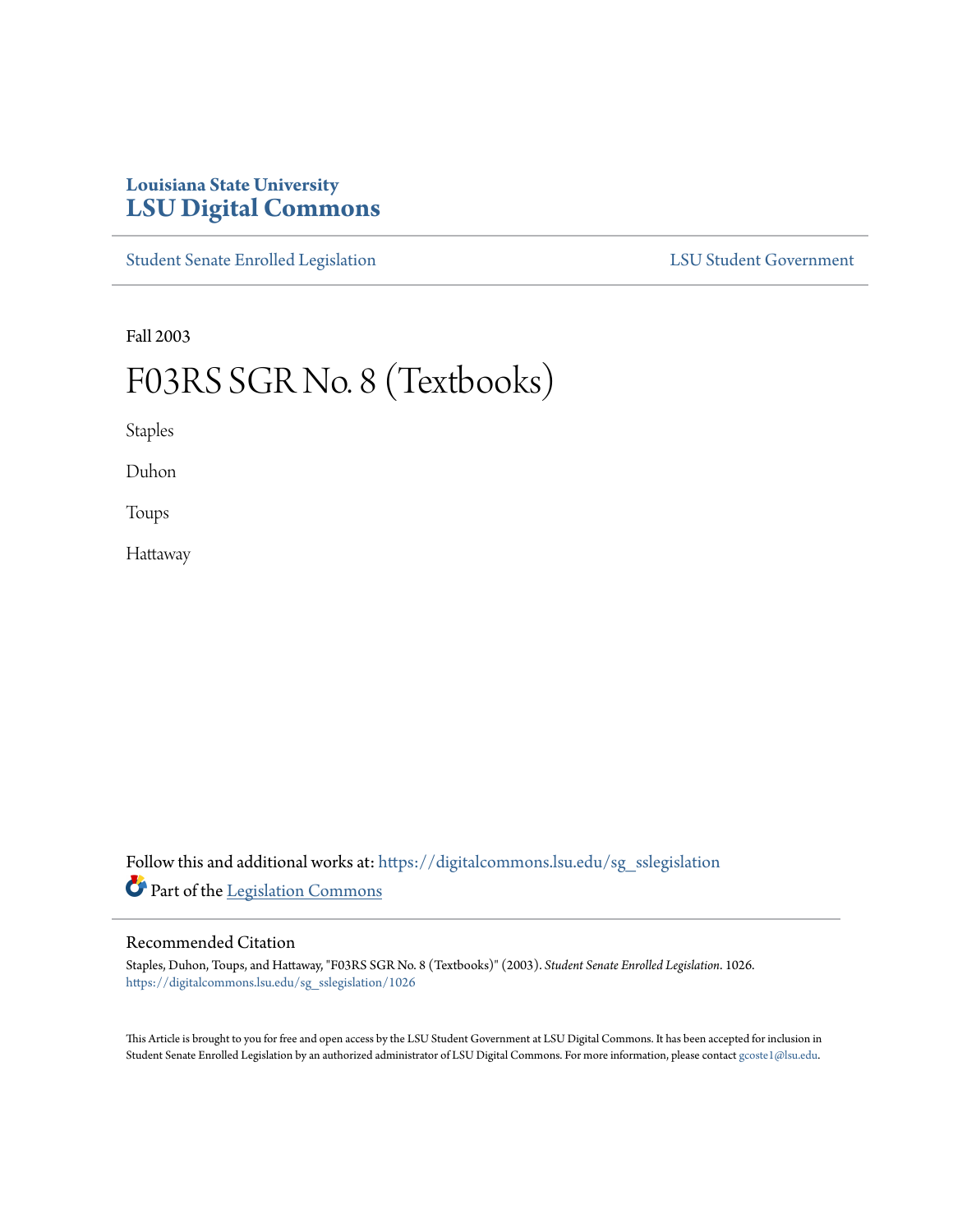Louisiana State University
# LSU Digital Commons

Student Senate Enrolled Legislation | LSU Student Government

Fall 2003

# F03RS SGR No. 8 (Textbooks)

Staples

Duhon

Toups

Hattaway

Follow this and additional works at: https://digitalcommons.lsu.edu/sg_sslegislation

Part of the Legislation Commons

## Recommended Citation

Staples, Duhon, Toups, and Hattaway, "F03RS SGR No. 8 (Textbooks)" (2003). *Student Senate Enrolled Legislation*. 1026.
https://digitalcommons.lsu.edu/sg_sslegislation/1026

This Article is brought to you for free and open access by the LSU Student Government at LSU Digital Commons. It has been accepted for inclusion in Student Senate Enrolled Legislation by an authorized administrator of LSU Digital Commons. For more information, please contact gcoste1@lsu.edu.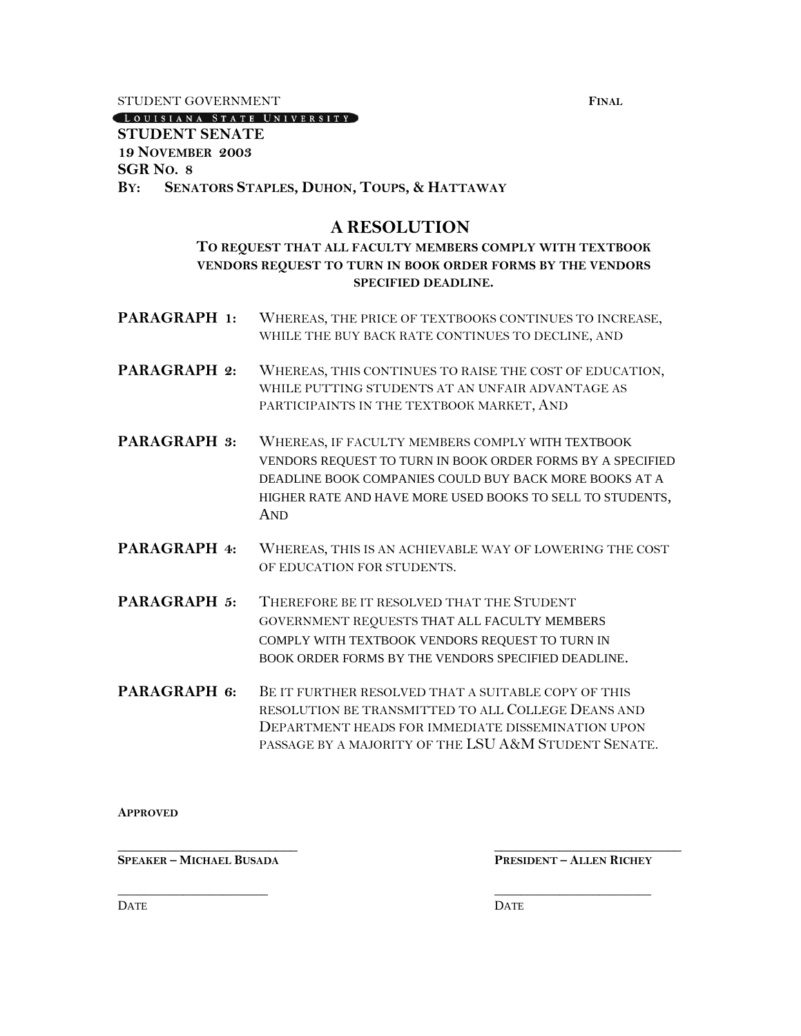STUDENT GOVERNMENT **FINAL**

LOUISIANA STATE UNIVERSITY

**STUDENT SENATE**
**19 NOVEMBER 2003**
**SGR NO. 8**
**BY: SENATORS STAPLES, DUHON, TOUPS, & HATTAWAY**

# A RESOLUTION

**TO REQUEST THAT ALL FACULTY MEMBERS COMPLY WITH TEXTBOOK VENDORS REQUEST TO TURN IN BOOK ORDER FORMS BY THE VENDORS SPECIFIED DEADLINE.**

**PARAGRAPH 1:** WHEREAS, THE PRICE OF TEXTBOOKS CONTINUES TO INCREASE, WHILE THE BUY BACK RATE CONTINUES TO DECLINE, AND

**PARAGRAPH 2:** WHEREAS, THIS CONTINUES TO RAISE THE COST OF EDUCATION, WHILE PUTTING STUDENTS AT AN UNFAIR ADVANTAGE AS PARTICIPAINTS IN THE TEXTBOOK MARKET, AND

**PARAGRAPH 3:** WHEREAS, IF FACULTY MEMBERS COMPLY WITH TEXTBOOK VENDORS REQUEST TO TURN IN BOOK ORDER FORMS BY A SPECIFIED DEADLINE BOOK COMPANIES COULD BUY BACK MORE BOOKS AT A HIGHER RATE AND HAVE MORE USED BOOKS TO SELL TO STUDENTS, AND

**PARAGRAPH 4:** WHEREAS, THIS IS AN ACHIEVABLE WAY OF LOWERING THE COST OF EDUCATION FOR STUDENTS.

**PARAGRAPH 5:** THEREFORE BE IT RESOLVED THAT THE STUDENT GOVERNMENT REQUESTS THAT ALL FACULTY MEMBERS COMPLY WITH TEXTBOOK VENDORS REQUEST TO TURN IN BOOK ORDER FORMS BY THE VENDORS SPECIFIED DEADLINE.

**PARAGRAPH 6:** BE IT FURTHER RESOLVED THAT A SUITABLE COPY OF THIS RESOLUTION BE TRANSMITTED TO ALL COLLEGE DEANS AND DEPARTMENT HEADS FOR IMMEDIATE DISSEMINATION UPON PASSAGE BY A MAJORITY OF THE LSU A&M STUDENT SENATE.

**APPROVED**

\_\_\_\_\_\_\_\_\_\_\_\_\_\_\_\_\_\_\_\_\_\_\_\_\_\_
**SPEAKER – MICHAEL BUSADA**

\_\_\_\_\_\_\_\_\_\_\_\_\_\_\_\_\_\_\_\_\_\_\_\_\_\_
DATE

\_\_\_\_\_\_\_\_\_\_\_\_\_\_\_\_\_\_\_\_\_\_\_\_\_\_
**PRESIDENT – ALLEN RICHEY**

\_\_\_\_\_\_\_\_\_\_\_\_\_\_\_\_\_\_\_\_\_\_\_\_\_\_
DATE